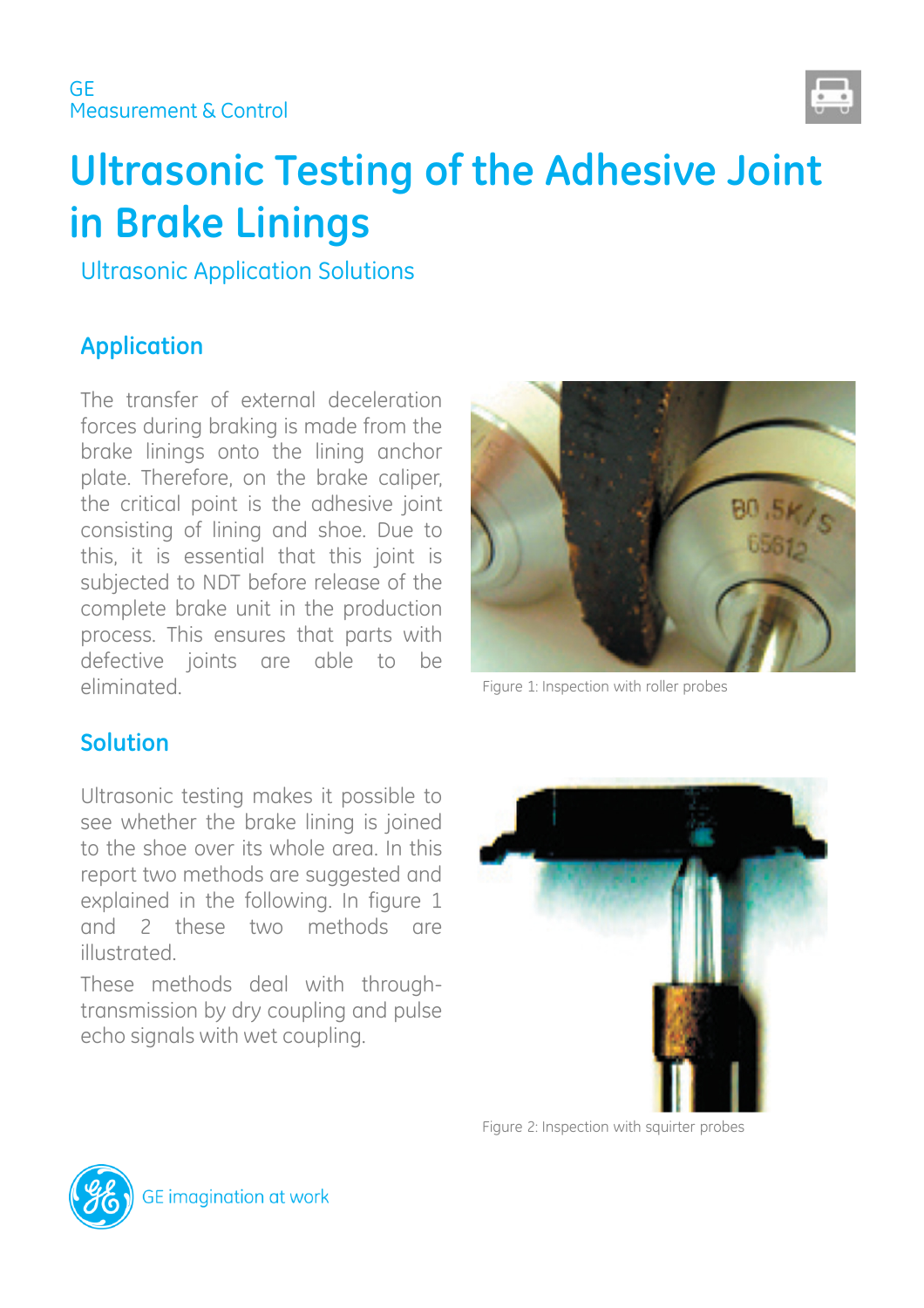GE
Measurement & Control

# Ultrasonic Testing of the Adhesive Joint in Brake Linings

Ultrasonic Application Solutions

## Application

The transfer of external deceleration forces during braking is made from the brake linings onto the lining anchor plate. Therefore, on the brake caliper, the critical point is the adhesive joint consisting of lining and shoe. Due to this, it is essential that this joint is subjected to NDT before release of the complete brake unit in the production process. This ensures that parts with defective joints are able to be eliminated.

Figure 1: Inspection with roller probes

## Solution

Ultrasonic testing makes it possible to see whether the brake lining is joined to the shoe over its whole area. In this report two methods are suggested and explained in the following. In figure 1 and 2 these two methods are illustrated.

These methods deal with through-transmission by dry coupling and pulse echo signals with wet coupling.

Figure 2: Inspection with squirter probes

GE imagination at work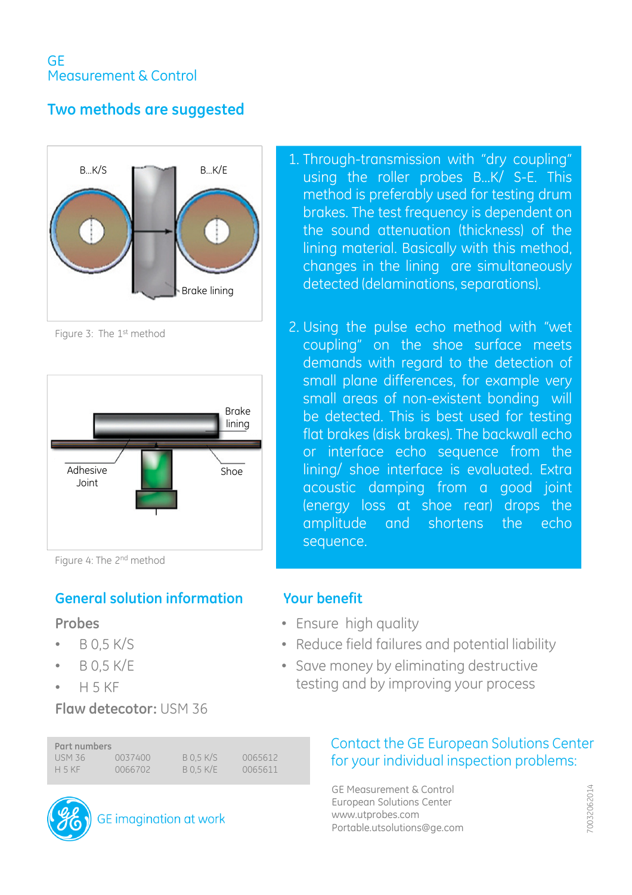GE
Measurement & Control

## Two methods are suggested

B...K/S

B...K/E

Brake lining

Figure 3: The 1st method

Brake lining

Adhesive Joint

Shoe

Figure 4: The 2nd method

1. Through-transmission with "dry coupling" using the roller probes B...K/ S-E. This method is preferably used for testing drum brakes. The test frequency is dependent on the sound attenuation (thickness) of the lining material. Basically with this method, changes in the lining are simultaneously detected (delaminations, separations).

2. Using the pulse echo method with "wet coupling" on the shoe surface meets demands with regard to the detection of small plane differences, for example very small areas of non-existent bonding will be detected. This is best used for testing flat brakes (disk brakes). The backwall echo or interface echo sequence from the lining/ shoe interface is evaluated. Extra acoustic damping from a good joint (energy loss at shoe rear) drops the amplitude and shortens the echo sequence.

## General solution information

### Probes

- B 0,5 K/S
- B 0,5 K/E
- H 5 KF

**Flaw detecotor:** USM 36

## Your benefit

- Ensure high quality
- Reduce field failures and potential liability
- Save money by eliminating destructive testing and by improving your process

**Part numbers**

| | | | |
|---|---|---|---|
| USM 36 | 0037400 | B 0,5 K/S | 0065612 |
| H 5 KF | 0066702 | B 0,5 K/E | 0065611 |

GE imagination at work

## Contact the GE European Solutions Center for your individual inspection problems:

GE Measurement & Control
European Solutions Center
www.utprobes.com
Portable.utsolutions@ge.com

7003262014